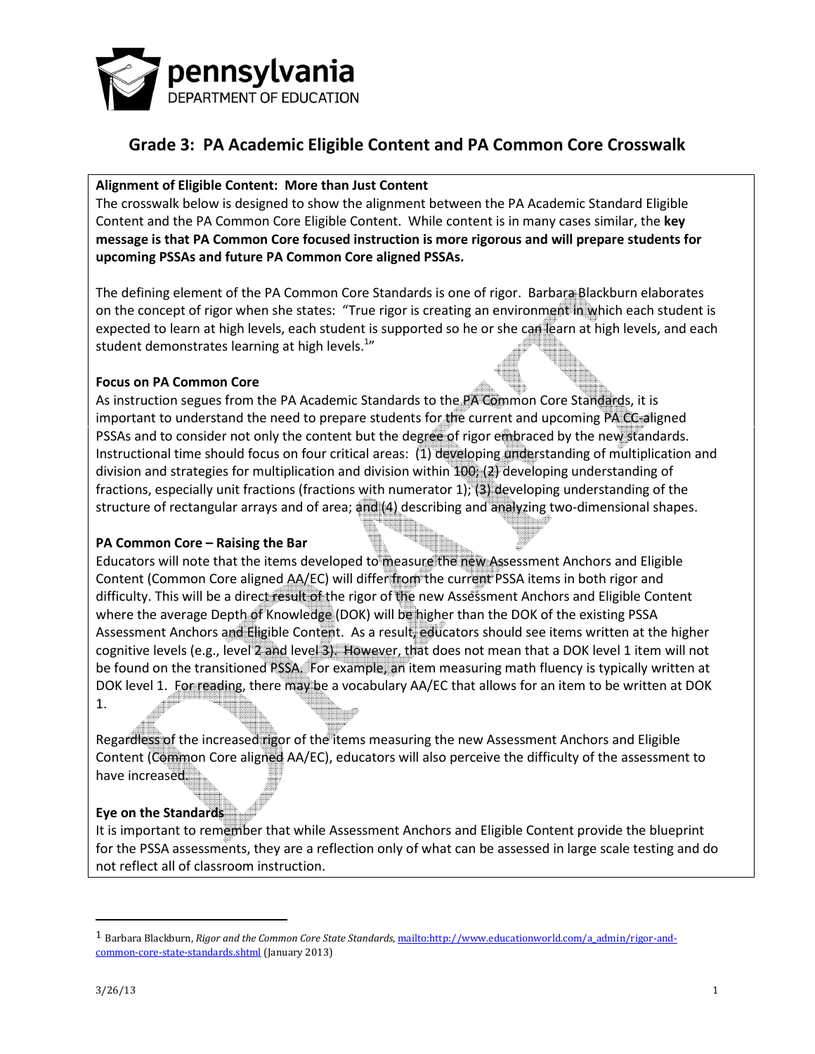pennsylvania
DEPARTMENT OF EDUCATION

# Grade 3: PA Academic Eligible Content and PA Common Core Crosswalk

**Alignment of Eligible Content: More than Just Content**

The crosswalk below is designed to show the alignment between the PA Academic Standard Eligible Content and the PA Common Core Eligible Content. While content is in many cases similar, the **key message is that PA Common Core focused instruction is more rigorous and will prepare students for upcoming PSSAs and future PA Common Core aligned PSSAs.**

The defining element of the PA Common Core Standards is one of rigor. Barbara Blackburn elaborates on the concept of rigor when she states: "True rigor is creating an environment in which each student is expected to learn at high levels, each student is supported so he or she can learn at high levels, and each student demonstrates learning at high levels.[1]"

**Focus on PA Common Core**

As instruction segues from the PA Academic Standards to the PA Common Core Standards, it is important to understand the need to prepare students for the current and upcoming PA CC-aligned PSSAs and to consider not only the content but the degree of rigor embraced by the new standards. Instructional time should focus on four critical areas: (1) developing understanding of multiplication and division and strategies for multiplication and division within 100; (2) developing understanding of fractions, especially unit fractions (fractions with numerator 1); (3) developing understanding of the structure of rectangular arrays and of area; and (4) describing and analyzing two-dimensional shapes.

**PA Common Core – Raising the Bar**

Educators will note that the items developed to measure the new Assessment Anchors and Eligible Content (Common Core aligned AA/EC) will differ from the current PSSA items in both rigor and difficulty. This will be a direct result of the rigor of the new Assessment Anchors and Eligible Content where the average Depth of Knowledge (DOK) will be higher than the DOK of the existing PSSA Assessment Anchors and Eligible Content. As a result, educators should see items written at the higher cognitive levels (e.g., level 2 and level 3). However, that does not mean that a DOK level 1 item will not be found on the transitioned PSSA. For example, an item measuring math fluency is typically written at DOK level 1. For reading, there may be a vocabulary AA/EC that allows for an item to be written at DOK 1.

Regardless of the increased rigor of the items measuring the new Assessment Anchors and Eligible Content (Common Core aligned AA/EC), educators will also perceive the difficulty of the assessment to have increased.

**Eye on the Standards**

It is important to remember that while Assessment Anchors and Eligible Content provide the blueprint for the PSSA assessments, they are a reflection only of what can be assessed in large scale testing and do not reflect all of classroom instruction.

---

[1] Barbara Blackburn, *Rigor and the Common Core State Standards*, mailto:http://www.educationworld.com/a_admin/rigor-and-common-core-state-standards.shtml (January 2013)

3/26/13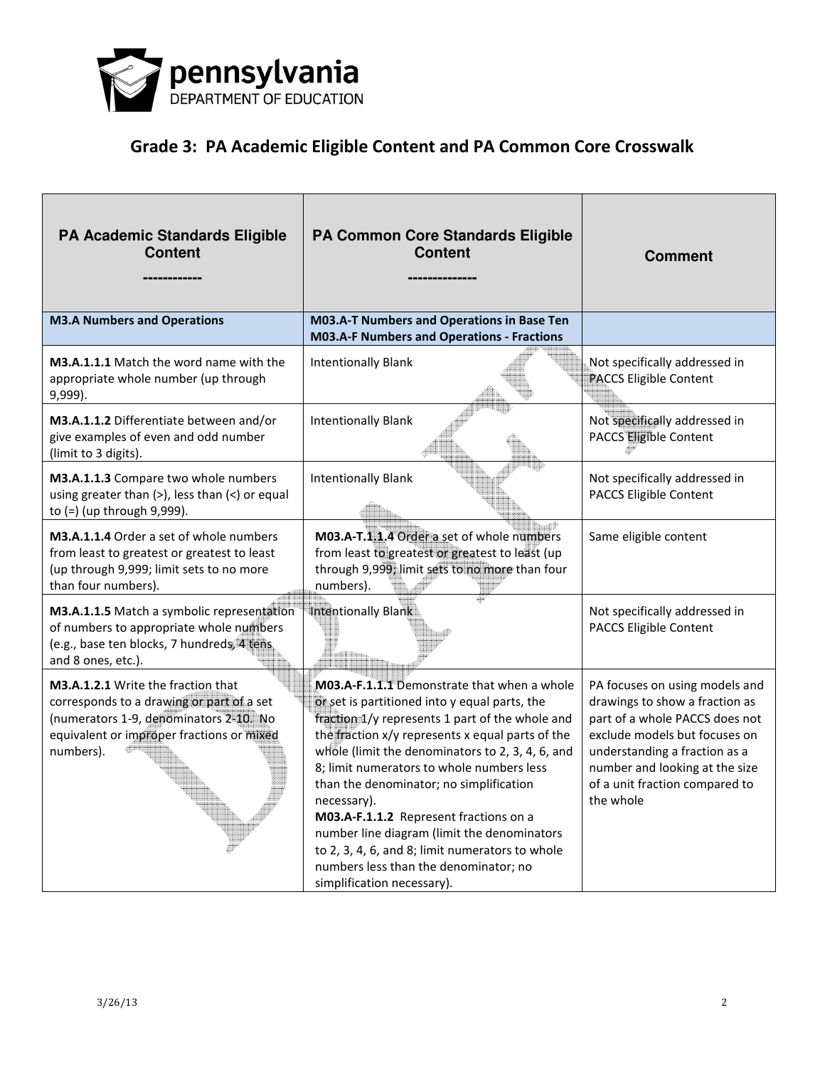## Grade 3: PA Academic Eligible Content and PA Common Core Crosswalk

| PA Academic Standards Eligible Content ------------ | PA Common Core Standards Eligible Content -------------- | Comment |
|---|---|---|
| **M3.A Numbers and Operations** | **M03.A-T Numbers and Operations in Base Ten M03.A-F Numbers and Operations - Fractions** | |
| **M3.A.1.1.1** Match the word name with the appropriate whole number (up through 9,999). | Intentionally Blank | Not specifically addressed in PACCS Eligible Content |
| **M3.A.1.1.2** Differentiate between and/or give examples of even and odd number (limit to 3 digits). | Intentionally Blank | Not specifically addressed in PACCS Eligible Content |
| **M3.A.1.1.3** Compare two whole numbers using greater than (>), less than (<) or equal to (=) (up through 9,999). | Intentionally Blank | Not specifically addressed in PACCS Eligible Content |
| **M3.A.1.1.4** Order a set of whole numbers from least to greatest or greatest to least (up through 9,999; limit sets to no more than four numbers). | **M03.A-T.1.1.4** Order a set of whole numbers from least to greatest or greatest to least (up through 9,999; limit sets to no more than four numbers). | Same eligible content |
| **M3.A.1.1.5** Match a symbolic representation of numbers to appropriate whole numbers (e.g., base ten blocks, 7 hundreds, 4 tens and 8 ones, etc.). | Intentionally Blank | Not specifically addressed in PACCS Eligible Content |
| **M3.A.1.2.1** Write the fraction that corresponds to a drawing or part of a set (numerators 1-9, denominators 2-10. No equivalent or improper fractions or mixed numbers). | **M03.A-F.1.1.1** Demonstrate that when a whole or set is partitioned into y equal parts, the fraction 1/y represents 1 part of the whole and the fraction x/y represents x equal parts of the whole (limit the denominators to 2, 3, 4, 6, and 8; limit numerators to whole numbers less than the denominator; no simplification necessary). **M03.A-F.1.1.2** Represent fractions on a number line diagram (limit the denominators to 2, 3, 4, 6, and 8; limit numerators to whole numbers less than the denominator; no simplification necessary). | PA focuses on using models and drawings to show a fraction as part of a whole PACCS does not exclude models but focuses on understanding a fraction as a number and looking at the size of a unit fraction compared to the whole |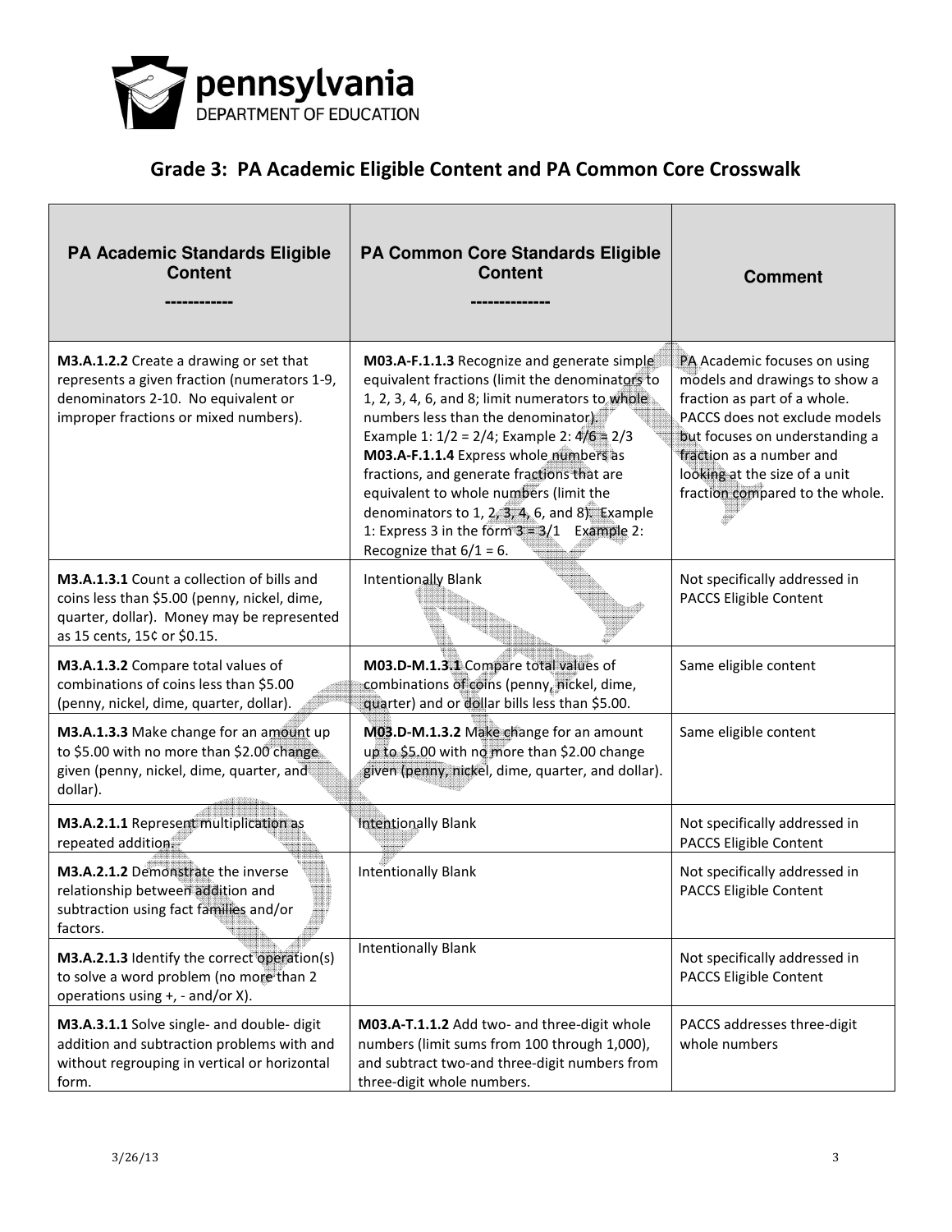## Grade 3: PA Academic Eligible Content and PA Common Core Crosswalk

| PA Academic Standards Eligible Content ------------ | PA Common Core Standards Eligible Content ------------- | Comment |
|---|---|---|
| **M3.A.1.2.2** Create a drawing or set that represents a given fraction (numerators 1-9, denominators 2-10. No equivalent or improper fractions or mixed numbers). | **M03.A-F.1.1.3** Recognize and generate simple equivalent fractions (limit the denominators to 1, 2, 3, 4, 6, and 8; limit numerators to whole numbers less than the denominator). Example 1: 1/2 = 2/4; Example 2: 4/6 = 2/3 **M03.A-F.1.1.4** Express whole numbers as fractions, and generate fractions that are equivalent to whole numbers (limit the denominators to 1, 2, 3, 4, 6, and 8). Example 1: Express 3 in the form 3 = 3/1 Example 2: Recognize that 6/1 = 6. | PA Academic focuses on using models and drawings to show a fraction as part of a whole. PACCS does not exclude models but focuses on understanding a fraction as a number and looking at the size of a unit fraction compared to the whole. |
| **M3.A.1.3.1** Count a collection of bills and coins less than $5.00 (penny, nickel, dime, quarter, dollar). Money may be represented as 15 cents, 15¢ or $0.15. | Intentionally Blank | Not specifically addressed in PACCS Eligible Content |
| **M3.A.1.3.2** Compare total values of combinations of coins less than $5.00 (penny, nickel, dime, quarter, dollar). | **M03.D-M.1.3.1** Compare total values of combinations of coins (penny, nickel, dime, quarter) and or dollar bills less than $5.00. | Same eligible content |
| **M3.A.1.3.3** Make change for an amount up to $5.00 with no more than $2.00 change given (penny, nickel, dime, quarter, and dollar). | **M03.D-M.1.3.2** Make change for an amount up to $5.00 with no more than $2.00 change given (penny, nickel, dime, quarter, and dollar). | Same eligible content |
| **M3.A.2.1.1** Represent multiplication as repeated addition. | Intentionally Blank | Not specifically addressed in PACCS Eligible Content |
| **M3.A.2.1.2** Demonstrate the inverse relationship between addition and subtraction using fact families and/or factors. | Intentionally Blank | Not specifically addressed in PACCS Eligible Content |
| **M3.A.2.1.3** Identify the correct operation(s) to solve a word problem (no more than 2 operations using +, - and/or X). | Intentionally Blank | Not specifically addressed in PACCS Eligible Content |
| **M3.A.3.1.1** Solve single- and double- digit addition and subtraction problems with and without regrouping in vertical or horizontal form. | **M03.A-T.1.1.2** Add two- and three-digit whole numbers (limit sums from 100 through 1,000), and subtract two-and three-digit numbers from three-digit whole numbers. | PACCS addresses three-digit whole numbers |

3/26/13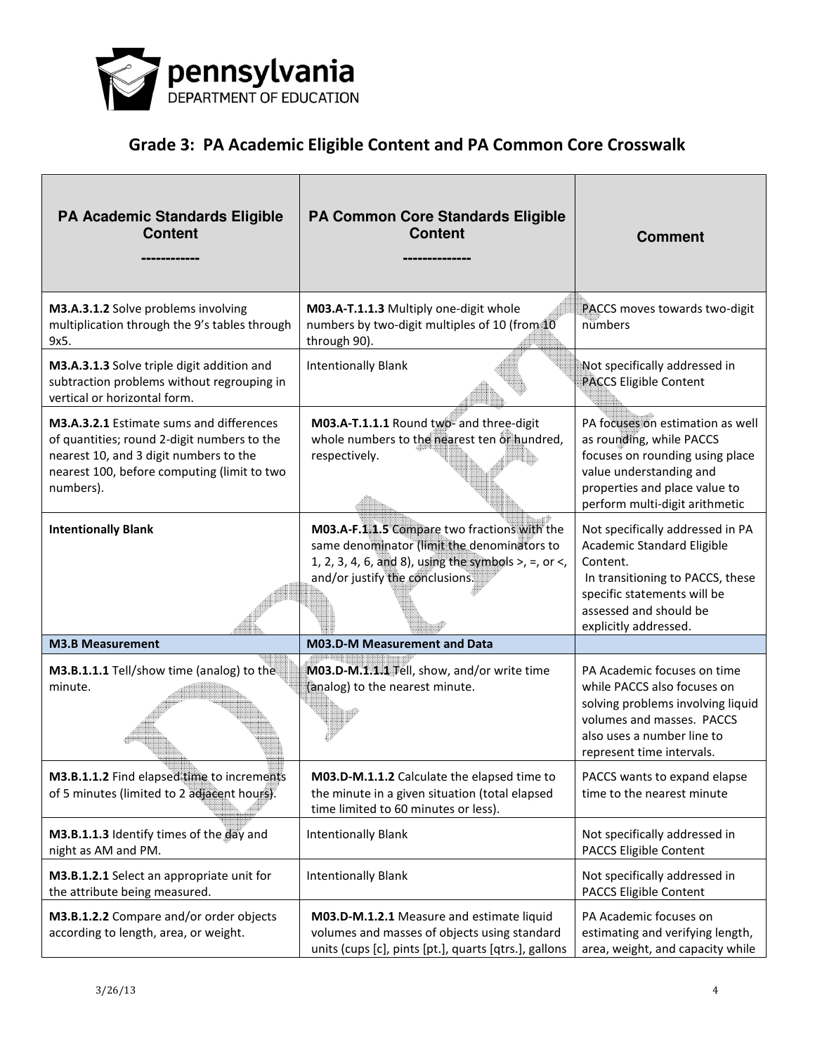## Grade 3: PA Academic Eligible Content and PA Common Core Crosswalk

| PA Academic Standards Eligible Content ------------ | PA Common Core Standards Eligible Content ------------- | Comment |
|---|---|---|
| **M3.A.3.1.2** Solve problems involving multiplication through the 9's tables through 9x5. | **M03.A-T.1.1.3** Multiply one-digit whole numbers by two-digit multiples of 10 (from 10 through 90). | PACCS moves towards two-digit numbers |
| **M3.A.3.1.3** Solve triple digit addition and subtraction problems without regrouping in vertical or horizontal form. | Intentionally Blank | Not specifically addressed in PACCS Eligible Content |
| **M3.A.3.2.1** Estimate sums and differences of quantities; round 2-digit numbers to the nearest 10, and 3 digit numbers to the nearest 100, before computing (limit to two numbers). | **M03.A-T.1.1.1** Round two- and three-digit whole numbers to the nearest ten or hundred, respectively. | PA focuses on estimation as well as rounding, while PACCS focuses on rounding using place value understanding and properties and place value to perform multi-digit arithmetic |
| **Intentionally Blank** | **M03.A-F.1.1.5** Compare two fractions with the same denominator (limit the denominators to 1, 2, 3, 4, 6, and 8), using the symbols >, =, or <, and/or justify the conclusions. | Not specifically addressed in PA Academic Standard Eligible Content. In transitioning to PACCS, these specific statements will be assessed and should be explicitly addressed. |
| **M3.B Measurement** | **M03.D-M Measurement and Data** | |
| **M3.B.1.1.1** Tell/show time (analog) to the minute. | **M03.D-M.1.1.1** Tell, show, and/or write time (analog) to the nearest minute. | PA Academic focuses on time while PACCS also focuses on solving problems involving liquid volumes and masses. PACCS also uses a number line to represent time intervals. |
| **M3.B.1.1.2** Find elapsed time to increments of 5 minutes (limited to 2 adjacent hours). | **M03.D-M.1.1.2** Calculate the elapsed time to the minute in a given situation (total elapsed time limited to 60 minutes or less). | PACCS wants to expand elapse time to the nearest minute |
| **M3.B.1.1.3** Identify times of the day and night as AM and PM. | Intentionally Blank | Not specifically addressed in PACCS Eligible Content |
| **M3.B.1.2.1** Select an appropriate unit for the attribute being measured. | Intentionally Blank | Not specifically addressed in PACCS Eligible Content |
| **M3.B.1.2.2** Compare and/or order objects according to length, area, or weight. | **M03.D-M.1.2.1** Measure and estimate liquid volumes and masses of objects using standard units (cups [c], pints [pt.], quarts [qts.], gallons | PA Academic focuses on estimating and verifying length, area, weight, and capacity while |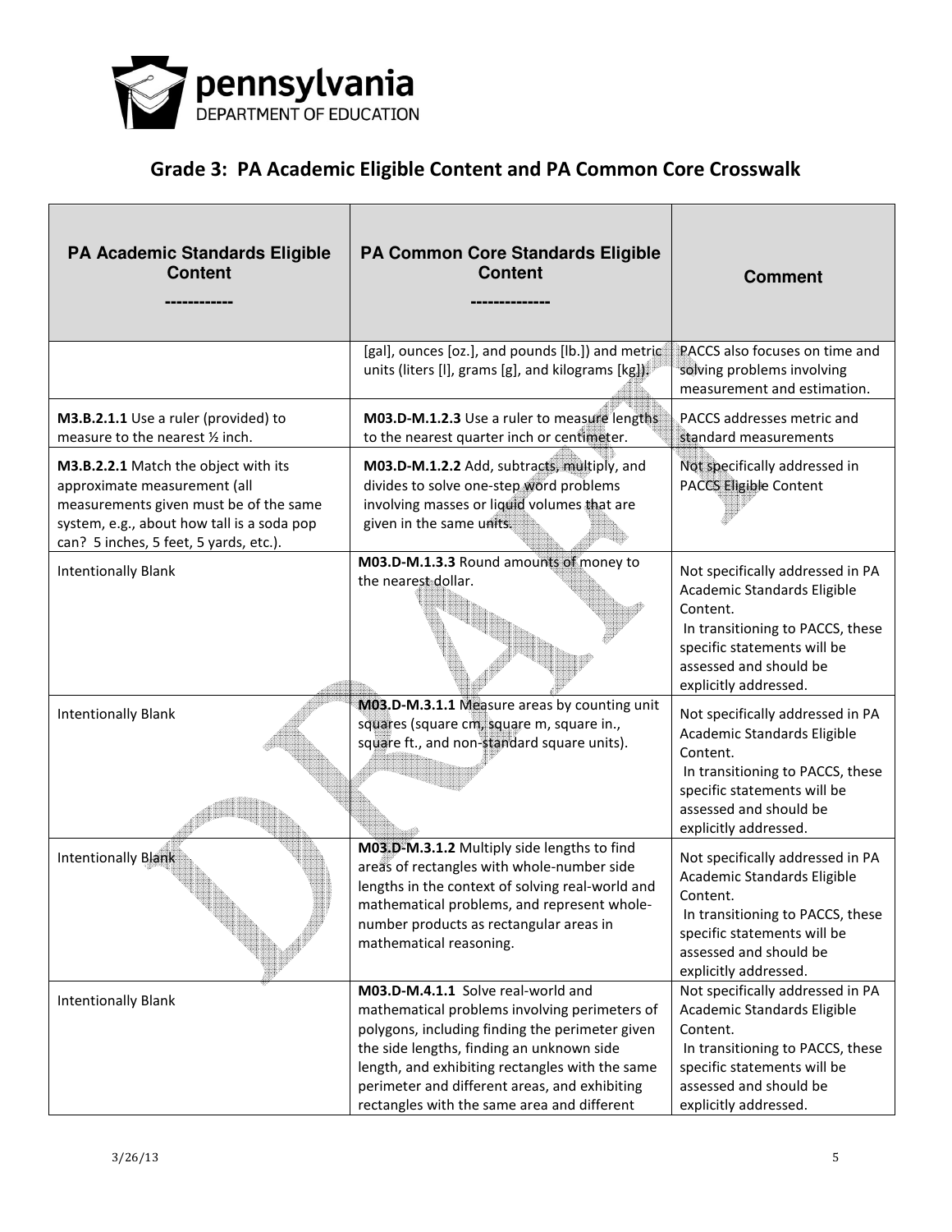## Grade 3: PA Academic Eligible Content and PA Common Core Crosswalk

| PA Academic Standards Eligible Content ----------- | PA Common Core Standards Eligible Content ------------- | Comment |
|---|---|---|
| | [gal], ounces [oz.], and pounds [lb.]) and metric units (liters [l], grams [g], and kilograms [kg]). | PACCS also focuses on time and solving problems involving measurement and estimation. |
| **M3.B.2.1.1** Use a ruler (provided) to measure to the nearest ½ inch. | **M03.D-M.1.2.3** Use a ruler to measure lengths to the nearest quarter inch or centimeter. | PACCS addresses metric and standard measurements |
| **M3.B.2.2.1** Match the object with its approximate measurement (all measurements given must be of the same system, e.g., about how tall is a soda pop can? 5 inches, 5 feet, 5 yards, etc.). | **M03.D-M.1.2.2** Add, subtracts, multiply, and divides to solve one-step word problems involving masses or liquid volumes that are given in the same units. | Not specifically addressed in PACCS Eligible Content |
| Intentionally Blank | **M03.D-M.1.3.3** Round amounts of money to the nearest dollar. | Not specifically addressed in PA Academic Standards Eligible Content. In transitioning to PACCS, these specific statements will be assessed and should be explicitly addressed. |
| Intentionally Blank | **M03.D-M.3.1.1** Measure areas by counting unit squares (square cm, square m, square in., square ft., and non-standard square units). | Not specifically addressed in PA Academic Standards Eligible Content. In transitioning to PACCS, these specific statements will be assessed and should be explicitly addressed. |
| Intentionally Blank | **M03.D-M.3.1.2** Multiply side lengths to find areas of rectangles with whole-number side lengths in the context of solving real-world and mathematical problems, and represent whole-number products as rectangular areas in mathematical reasoning. | Not specifically addressed in PA Academic Standards Eligible Content. In transitioning to PACCS, these specific statements will be assessed and should be explicitly addressed. |
| Intentionally Blank | **M03.D-M.4.1.1** Solve real-world and mathematical problems involving perimeters of polygons, including finding the perimeter given the side lengths, finding an unknown side length, and exhibiting rectangles with the same perimeter and different areas, and exhibiting rectangles with the same area and different | Not specifically addressed in PA Academic Standards Eligible Content. In transitioning to PACCS, these specific statements will be assessed and should be explicitly addressed. |

3/26/13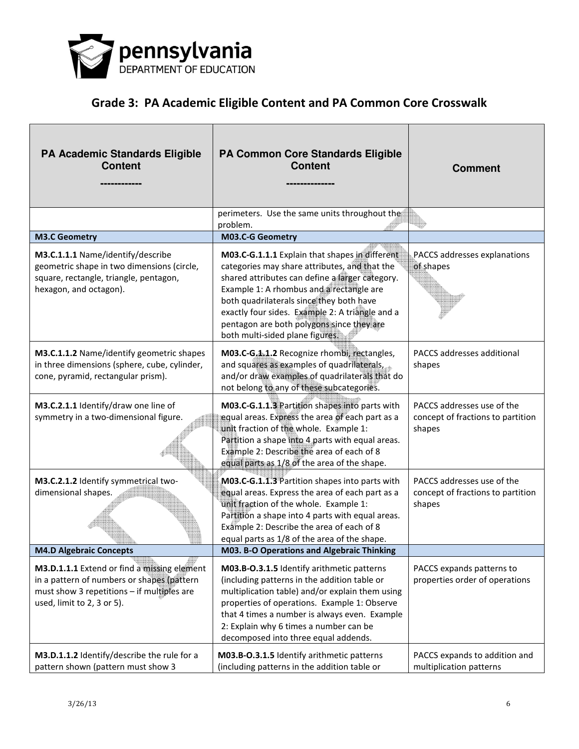## Grade 3: PA Academic Eligible Content and PA Common Core Crosswalk

| PA Academic Standards Eligible Content ------------ | PA Common Core Standards Eligible Content ------------- | Comment |
|---|---|---|
| | perimeters. Use the same units throughout the problem. | |
| **M3.C Geometry** | **M03.C-G Geometry** | |
| **M3.C.1.1.1** Name/identify/describe geometric shape in two dimensions (circle, square, rectangle, triangle, pentagon, hexagon, and octagon). | **M03.C-G.1.1.1** Explain that shapes in different categories may share attributes, and that the shared attributes can define a larger category. Example 1: A rhombus and a rectangle are both quadrilaterals since they both have exactly four sides. Example 2: A triangle and a pentagon are both polygons since they are both multi-sided plane figures. | PACCS addresses explanations of shapes |
| **M3.C.1.1.2** Name/identify geometric shapes in three dimensions (sphere, cube, cylinder, cone, pyramid, rectangular prism). | **M03.C-G.1.1.2** Recognize rhombi, rectangles, and squares as examples of quadrilaterals, and/or draw examples of quadrilaterals that do not belong to any of these subcategories. | PACCS addresses additional shapes |
| **M3.C.2.1.1** Identify/draw one line of symmetry in a two-dimensional figure. | **M03.C-G.1.1.3** Partition shapes into parts with equal areas. Express the area of each part as a unit fraction of the whole. Example 1: Partition a shape into 4 parts with equal areas. Example 2: Describe the area of each of 8 equal parts as 1/8 of the area of the shape. | PACCS addresses use of the concept of fractions to partition shapes |
| **M3.C.2.1.2** Identify symmetrical two-dimensional shapes. | **M03.C-G.1.1.3** Partition shapes into parts with equal areas. Express the area of each part as a unit fraction of the whole. Example 1: Partition a shape into 4 parts with equal areas. Example 2: Describe the area of each of 8 equal parts as 1/8 of the area of the shape. | PACCS addresses use of the concept of fractions to partition shapes |
| **M4.D Algebraic Concepts** | **M03. B-O Operations and Algebraic Thinking** | |
| **M3.D.1.1.1** Extend or find a missing element in a pattern of numbers or shapes (pattern must show 3 repetitions – if multiples are used, limit to 2, 3 or 5). | **M03.B-O.3.1.5** Identify arithmetic patterns (including patterns in the addition table or multiplication table) and/or explain them using properties of operations. Example 1: Observe that 4 times a number is always even. Example 2: Explain why 6 times a number can be decomposed into three equal addends. | PACCS expands patterns to properties order of operations |
| **M3.D.1.1.2** Identify/describe the rule for a pattern shown (pattern must show 3 | **M03.B-O.3.1.5** Identify arithmetic patterns (including patterns in the addition table or | PACCS expands to addition and multiplication patterns |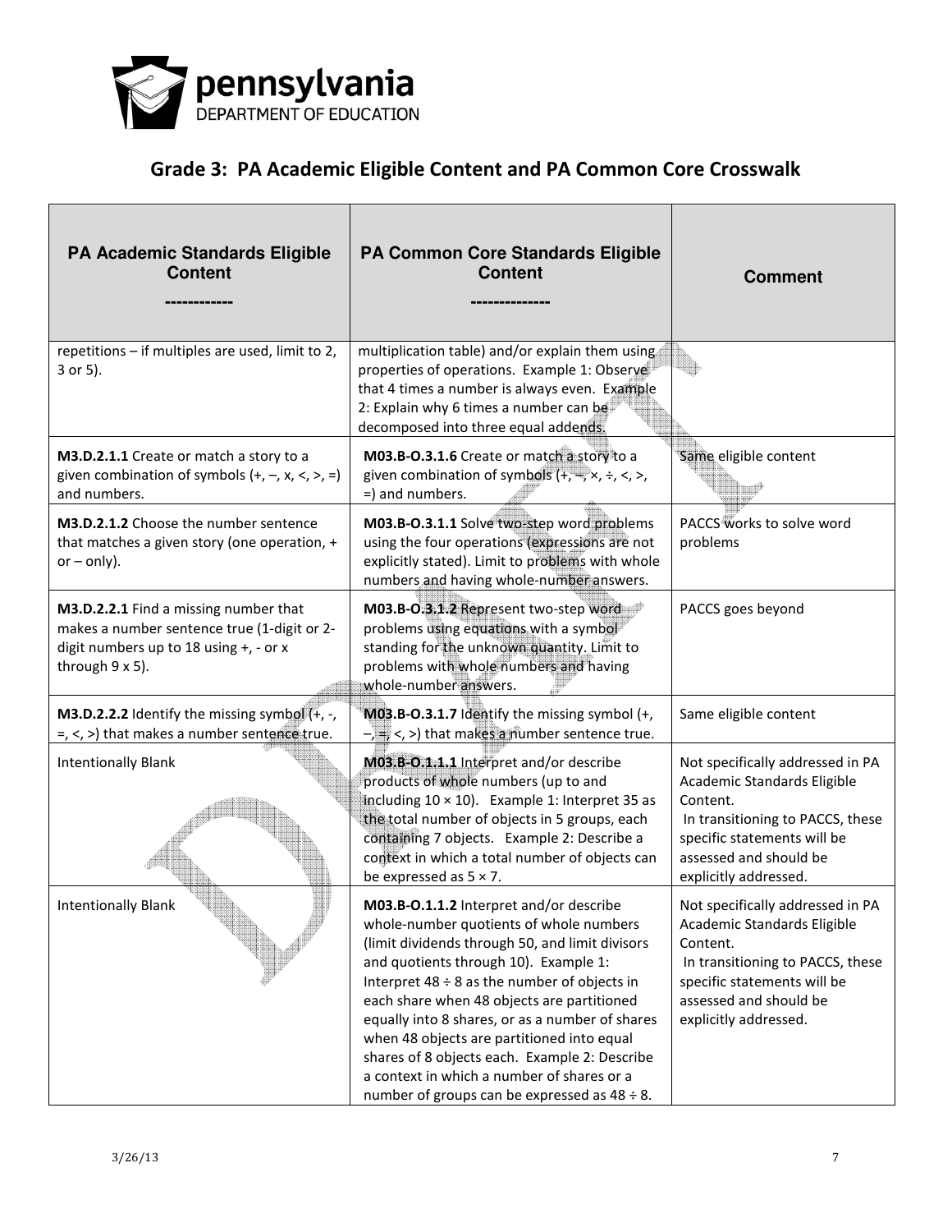# Grade 3: PA Academic Eligible Content and PA Common Core Crosswalk

| PA Academic Standards Eligible Content<br>------------ | PA Common Core Standards Eligible Content<br>------------- | Comment |
| --- | --- | --- |
| repetitions – if multiples are used, limit to 2, 3 or 5). | multiplication table) and/or explain them using properties of operations. Example 1: Observe that 4 times a number is always even. Example 2: Explain why 6 times a number can be decomposed into three equal addends. | |
| **M3.D.2.1.1** Create or match a story to a given combination of symbols (+, –, x, <, >, =) and numbers. | **M03.B-O.3.1.6** Create or match a story to a given combination of symbols (+, –, ×, ÷, <, >, =) and numbers. | Same eligible content |
| **M3.D.2.1.2** Choose the number sentence that matches a given story (one operation, + or – only). | **M03.B-O.3.1.1** Solve two-step word problems using the four operations (expressions are not explicitly stated). Limit to problems with whole numbers and having whole-number answers. | PACCS works to solve word problems |
| **M3.D.2.2.1** Find a missing number that makes a number sentence true (1-digit or 2-digit numbers up to 18 using +, - or x through 9 x 5). | **M03.B-O.3.1.2** Represent two-step word problems using equations with a symbol standing for the unknown quantity. Limit to problems with whole numbers and having whole-number answers. | PACCS goes beyond |
| **M3.D.2.2.2** Identify the missing symbol (+, -, =, <, >) that makes a number sentence true. | **M03.B-O.3.1.7** Identify the missing symbol (+, –, =, <, >) that makes a number sentence true. | Same eligible content |
| Intentionally Blank | **M03.B-O.1.1.1** Interpret and/or describe products of whole numbers (up to and including 10 × 10). Example 1: Interpret 35 as the total number of objects in 5 groups, each containing 7 objects. Example 2: Describe a context in which a total number of objects can be expressed as 5 × 7. | Not specifically addressed in PA Academic Standards Eligible Content. In transitioning to PACCS, these specific statements will be assessed and should be explicitly addressed. |
| Intentionally Blank | **M03.B-O.1.1.2** Interpret and/or describe whole-number quotients of whole numbers (limit dividends through 50, and limit divisors and quotients through 10). Example 1: Interpret 48 ÷ 8 as the number of objects in each share when 48 objects are partitioned equally into 8 shares, or as a number of shares when 48 objects are partitioned into equal shares of 8 objects each. Example 2: Describe a context in which a number of shares or a number of groups can be expressed as 48 ÷ 8. | Not specifically addressed in PA Academic Standards Eligible Content. In transitioning to PACCS, these specific statements will be assessed and should be explicitly addressed. |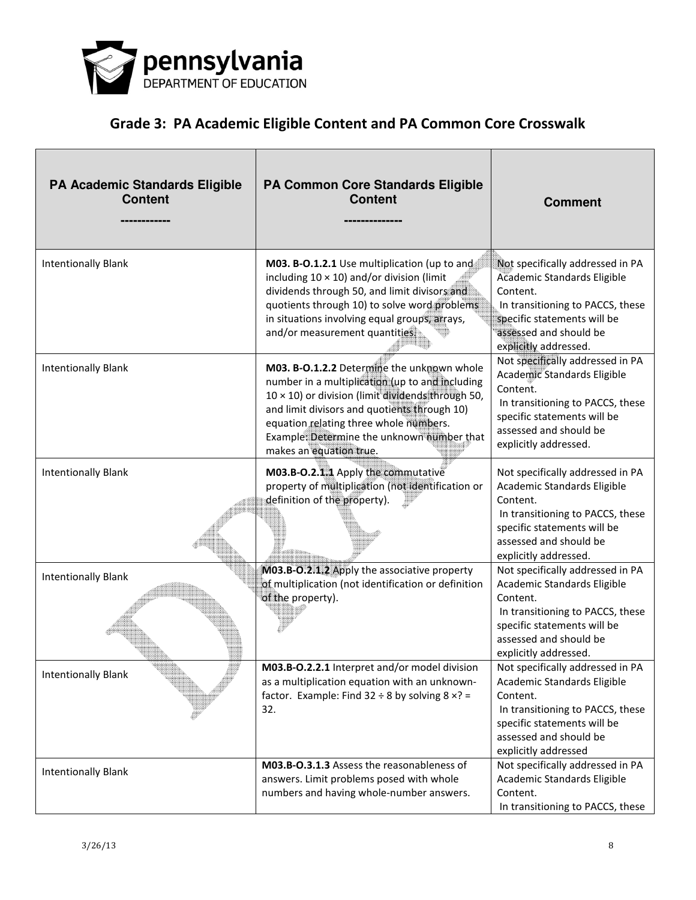## Grade 3: PA Academic Eligible Content and PA Common Core Crosswalk

| PA Academic Standards Eligible Content<br>------------ | PA Common Core Standards Eligible Content<br>------------- | Comment |
|---|---|---|
| Intentionally Blank | **M03. B-O.1.2.1** Use multiplication (up to and including 10 × 10) and/or division (limit dividends through 50, and limit divisors and quotients through 10) to solve word problems in situations involving equal groups, arrays, and/or measurement quantities. | Not specifically addressed in PA Academic Standards Eligible Content. In transitioning to PACCS, these specific statements will be assessed and should be explicitly addressed. |
| Intentionally Blank | **M03. B-O.1.2.2** Determine the unknown whole number in a multiplication (up to and including 10 × 10) or division (limit dividends through 50, and limit divisors and quotients through 10) equation relating three whole numbers. Example: Determine the unknown number that makes an equation true. | Not specifically addressed in PA Academic Standards Eligible Content. In transitioning to PACCS, these specific statements will be assessed and should be explicitly addressed. |
| Intentionally Blank | **M03.B-O.2.1.1** Apply the commutative property of multiplication (not identification or definition of the property). | Not specifically addressed in PA Academic Standards Eligible Content. In transitioning to PACCS, these specific statements will be assessed and should be explicitly addressed. |
| Intentionally Blank | **M03.B-O.2.1.2** Apply the associative property of multiplication (not identification or definition of the property). | Not specifically addressed in PA Academic Standards Eligible Content. In transitioning to PACCS, these specific statements will be assessed and should be explicitly addressed. |
| Intentionally Blank | **M03.B-O.2.2.1** Interpret and/or model division as a multiplication equation with an unknown-factor. Example: Find 32 ÷ 8 by solving 8 ×? = 32. | Not specifically addressed in PA Academic Standards Eligible Content. In transitioning to PACCS, these specific statements will be assessed and should be explicitly addressed |
| Intentionally Blank | **M03.B-O.3.1.3** Assess the reasonableness of answers. Limit problems posed with whole numbers and having whole-number answers. | Not specifically addressed in PA Academic Standards Eligible Content. In transitioning to PACCS, these |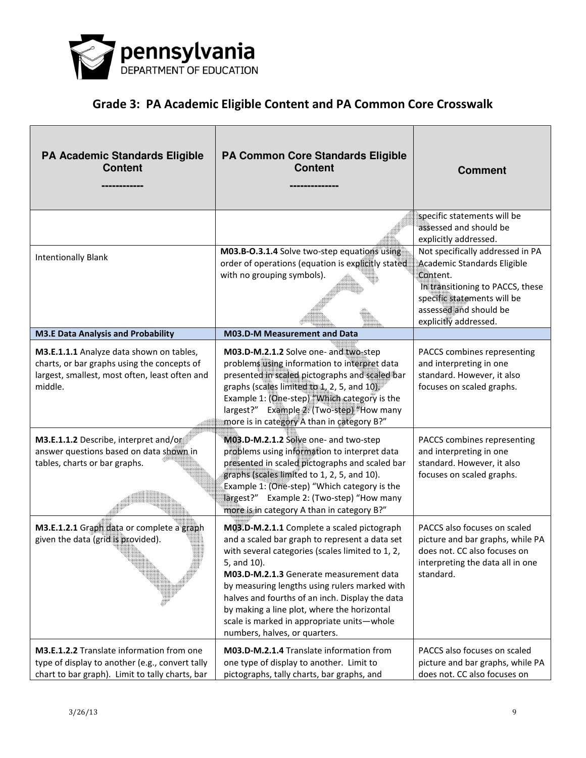## Grade 3: PA Academic Eligible Content and PA Common Core Crosswalk

| PA Academic Standards Eligible Content ------------ | PA Common Core Standards Eligible Content ------------- | Comment |
|---|---|---|
| | | specific statements will be assessed and should be explicitly addressed. |
| Intentionally Blank | **M03.B-O.3.1.4** Solve two-step equations using order of operations (equation is explicitly stated with no grouping symbols). | Not specifically addressed in PA Academic Standards Eligible Content. In transitioning to PACCS, these specific statements will be assessed and should be explicitly addressed. |
| **M3.E Data Analysis and Probability** | **M03.D-M Measurement and Data** | |
| **M3.E.1.1.1** Analyze data shown on tables, charts, or bar graphs using the concepts of largest, smallest, most often, least often and middle. | **M03.D-M.2.1.2** Solve one- and two-step problems using information to interpret data presented in scaled pictographs and scaled bar graphs (scales limited to 1, 2, 5, and 10). Example 1: (One-step) "Which category is the largest?" Example 2: (Two-step) "How many more is in category A than in category B?" | PACCS combines representing and interpreting in one standard. However, it also focuses on scaled graphs. |
| **M3.E.1.1.2** Describe, interpret and/or answer questions based on data shown in tables, charts or bar graphs. | **M03.D-M.2.1.2** Solve one- and two-step problems using information to interpret data presented in scaled pictographs and scaled bar graphs (scales limited to 1, 2, 5, and 10). Example 1: (One-step) "Which category is the largest?" Example 2: (Two-step) "How many more is in category A than in category B?" | PACCS combines representing and interpreting in one standard. However, it also focuses on scaled graphs. |
| **M3.E.1.2.1** Graph data or complete a graph given the data (grid is provided). | **M03.D-M.2.1.1** Complete a scaled pictograph and a scaled bar graph to represent a data set with several categories (scales limited to 1, 2, 5, and 10). **M03.D-M.2.1.3** Generate measurement data by measuring lengths using rulers marked with halves and fourths of an inch. Display the data by making a line plot, where the horizontal scale is marked in appropriate units—whole numbers, halves, or quarters. | PACCS also focuses on scaled picture and bar graphs, while PA does not. CC also focuses on interpreting the data all in one standard. |
| **M3.E.1.2.2** Translate information from one type of display to another (e.g., convert tally chart to bar graph). Limit to tally charts, bar | **M03.D-M.2.1.4** Translate information from one type of display to another. Limit to pictographs, tally charts, bar graphs, and | PACCS also focuses on scaled picture and bar graphs, while PA does not. CC also focuses on |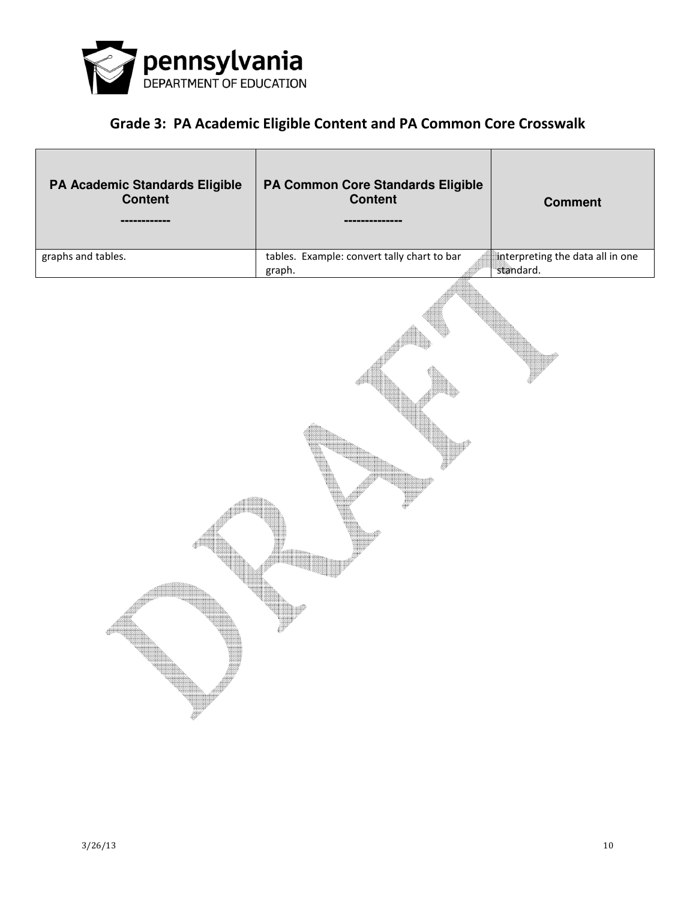## Grade 3: PA Academic Eligible Content and PA Common Core Crosswalk

| PA Academic Standards Eligible Content ------------ | PA Common Core Standards Eligible Content ------------- | Comment |
|---|---|---|
| graphs and tables. | tables. Example: convert tally chart to bar graph. | interpreting the data all in one standard. |

DRAFT